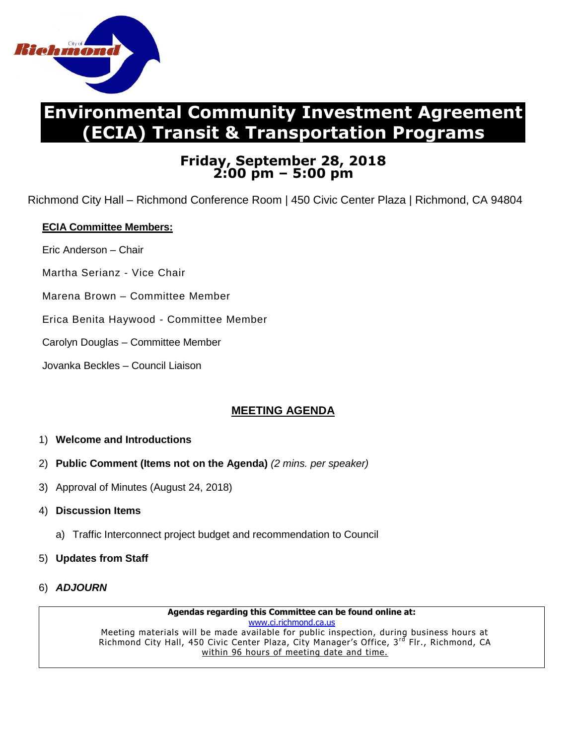# Environmental Community Investment Agreement (ECIA) Transit & Transportation Programs

## Friday, September 28, 2018
## 2:00 pm – 5:00 pm

Richmond City Hall – Richmond Conference Room | 450 Civic Center Plaza | Richmond, CA 94804

**ECIA Committee Members:**

Eric Anderson – Chair

Martha Serianz - Vice Chair

Marena Brown – Committee Member

Erica Benita Haywood - Committee Member

Carolyn Douglas – Committee Member

Jovanka Beckles – Council Liaison

## MEETING AGENDA

1) **Welcome and Introductions**
2) **Public Comment (Items not on the Agenda)** *(2 mins. per speaker)*
3) Approval of Minutes (August 24, 2018)
4) **Discussion Items**
   a) Traffic Interconnect project budget and recommendation to Council
5) **Updates from Staff**
6) ***ADJOURN***

**Agendas regarding this Committee can be found online at:**
www.ci.richmond.ca.us
Meeting materials will be made available for public inspection, during business hours at Richmond City Hall, 450 Civic Center Plaza, City Manager's Office, 3rd Flr., Richmond, CA within 96 hours of meeting date and time.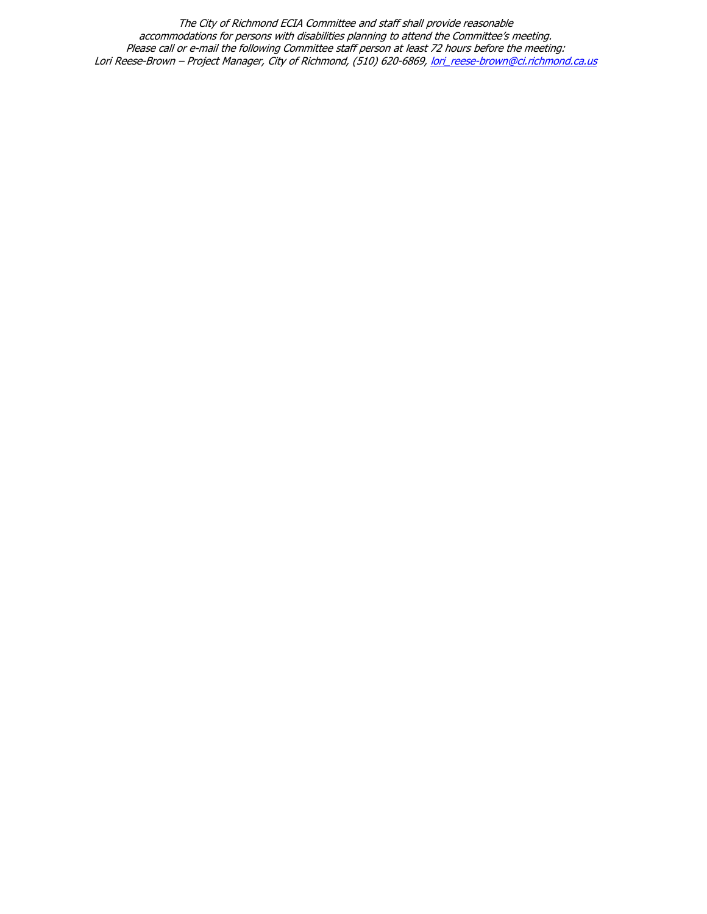*The City of Richmond ECIA Committee and staff shall provide reasonable accommodations for persons with disabilities planning to attend the Committee's meeting. Please call or e-mail the following Committee staff person at least 72 hours before the meeting: Lori Reese-Brown – Project Manager, City of Richmond, (510) 620-6869, [lori_reese-brown@ci.richmond.ca.us](mailto:lori_reese-brown@ci.richmond.ca.us)*